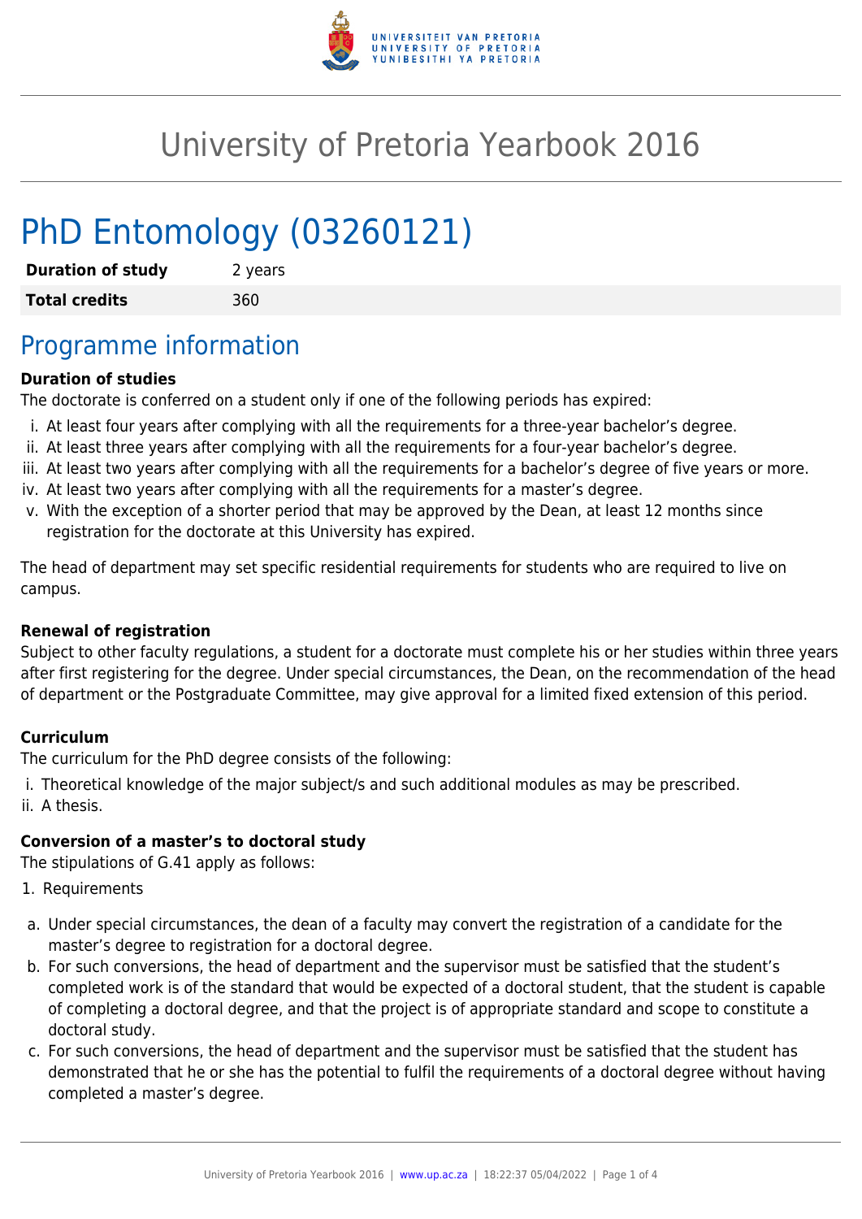# University of Pretoria Yearbook 2016

# PhD Entomology (03260121)

| **Duration of study** | 2 years |
| --- | --- |
| **Total credits** | 360 |

## Programme information

**Duration of studies**

The doctorate is conferred on a student only if one of the following periods has expired:

i. At least four years after complying with all the requirements for a three-year bachelor's degree.
ii. At least three years after complying with all the requirements for a four-year bachelor's degree.
iii. At least two years after complying with all the requirements for a bachelor's degree of five years or more.
iv. At least two years after complying with all the requirements for a master's degree.
v. With the exception of a shorter period that may be approved by the Dean, at least 12 months since registration for the doctorate at this University has expired.

The head of department may set specific residential requirements for students who are required to live on campus.

**Renewal of registration**

Subject to other faculty regulations, a student for a doctorate must complete his or her studies within three years after first registering for the degree. Under special circumstances, the Dean, on the recommendation of the head of department or the Postgraduate Committee, may give approval for a limited fixed extension of this period.

**Curriculum**

The curriculum for the PhD degree consists of the following:

i. Theoretical knowledge of the major subject/s and such additional modules as may be prescribed.
ii. A thesis.

**Conversion of a master's to doctoral study**

The stipulations of G.41 apply as follows:

1. Requirements

a. Under special circumstances, the dean of a faculty may convert the registration of a candidate for the master's degree to registration for a doctoral degree.
b. For such conversions, the head of department and the supervisor must be satisfied that the student's completed work is of the standard that would be expected of a doctoral student, that the student is capable of completing a doctoral degree, and that the project is of appropriate standard and scope to constitute a doctoral study.
c. For such conversions, the head of department and the supervisor must be satisfied that the student has demonstrated that he or she has the potential to fulfil the requirements of a doctoral degree without having completed a master's degree.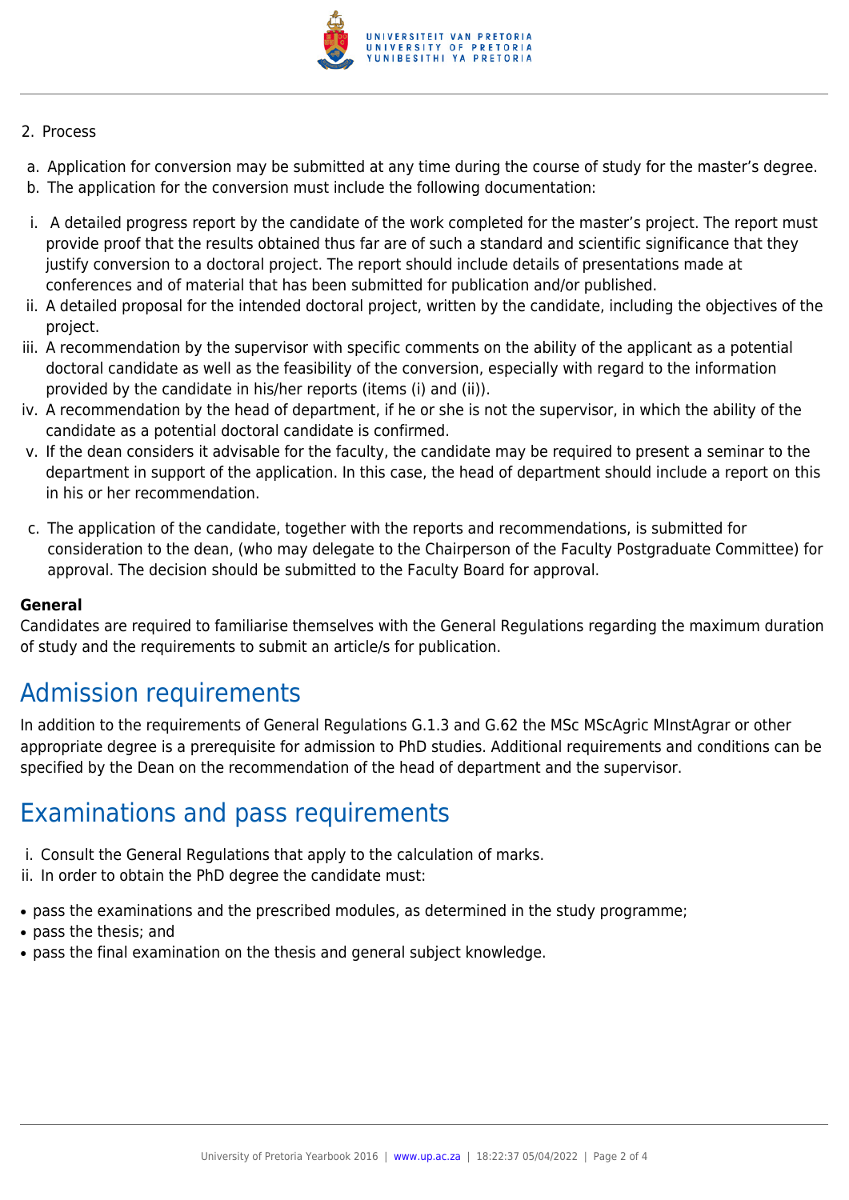2. Process

a. Application for conversion may be submitted at any time during the course of study for the master's degree.
b. The application for the conversion must include the following documentation:

i. A detailed progress report by the candidate of the work completed for the master's project. The report must provide proof that the results obtained thus far are of such a standard and scientific significance that they justify conversion to a doctoral project. The report should include details of presentations made at conferences and of material that has been submitted for publication and/or published.
ii. A detailed proposal for the intended doctoral project, written by the candidate, including the objectives of the project.
iii. A recommendation by the supervisor with specific comments on the ability of the applicant as a potential doctoral candidate as well as the feasibility of the conversion, especially with regard to the information provided by the candidate in his/her reports (items (i) and (ii)).
iv. A recommendation by the head of department, if he or she is not the supervisor, in which the ability of the candidate as a potential doctoral candidate is confirmed.
v. If the dean considers it advisable for the faculty, the candidate may be required to present a seminar to the department in support of the application. In this case, the head of department should include a report on this in his or her recommendation.

c. The application of the candidate, together with the reports and recommendations, is submitted for consideration to the dean, (who may delegate to the Chairperson of the Faculty Postgraduate Committee) for approval. The decision should be submitted to the Faculty Board for approval.

**General**
Candidates are required to familiarise themselves with the General Regulations regarding the maximum duration of study and the requirements to submit an article/s for publication.

# Admission requirements

In addition to the requirements of General Regulations G.1.3 and G.62 the MSc MScAgric MInstAgrar or other appropriate degree is a prerequisite for admission to PhD studies. Additional requirements and conditions can be specified by the Dean on the recommendation of the head of department and the supervisor.

# Examinations and pass requirements

i. Consult the General Regulations that apply to the calculation of marks.
ii. In order to obtain the PhD degree the candidate must:

- pass the examinations and the prescribed modules, as determined in the study programme;
- pass the thesis; and
- pass the final examination on the thesis and general subject knowledge.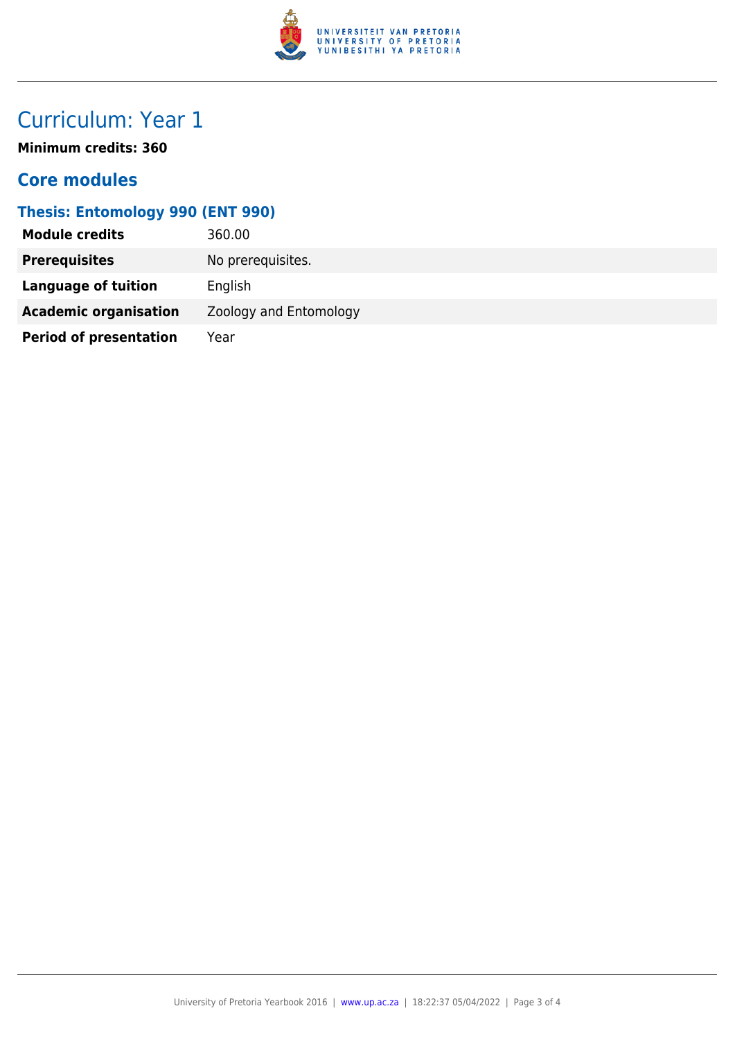# Curriculum: Year 1

**Minimum credits: 360**

## Core modules

### Thesis: Entomology 990 (ENT 990)

| | |
|---|---|
| **Module credits** | 360.00 |
| **Prerequisites** | No prerequisites. |
| **Language of tuition** | English |
| **Academic organisation** | Zoology and Entomology |
| **Period of presentation** | Year |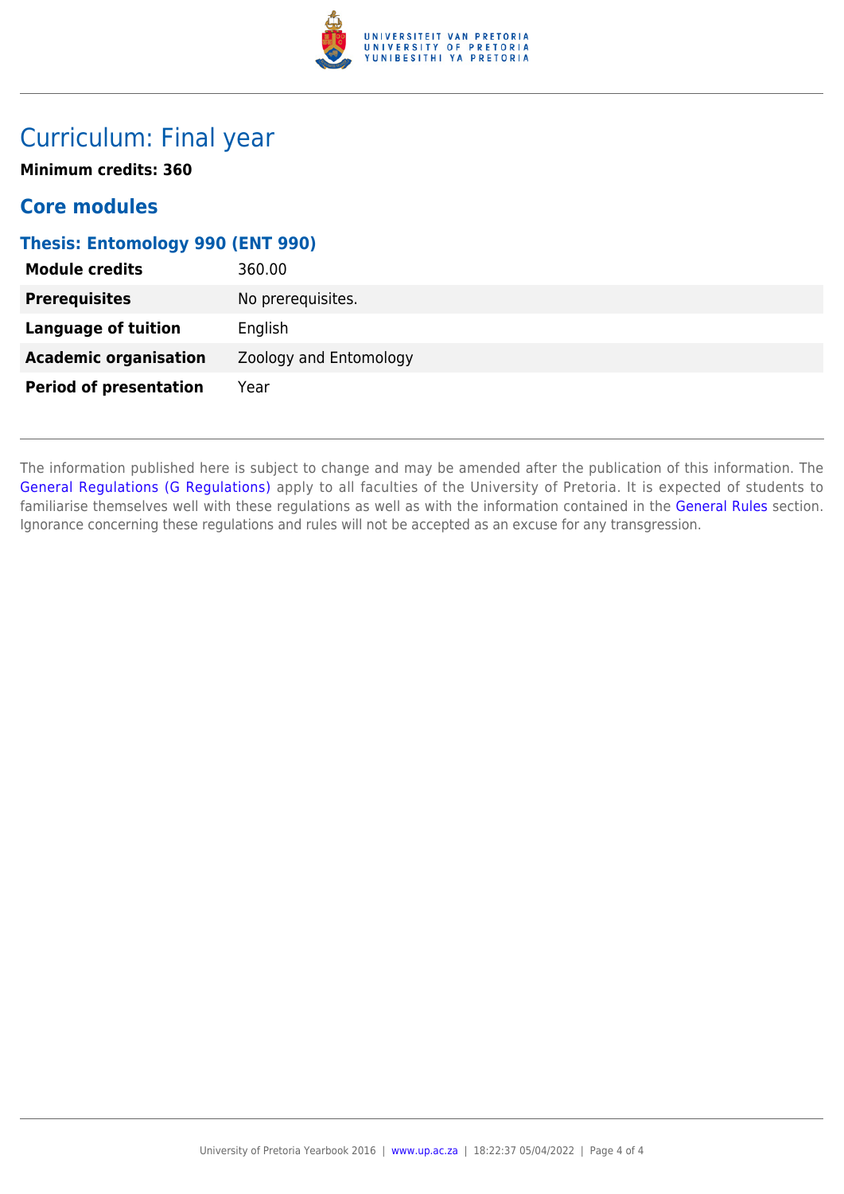# Curriculum: Final year

**Minimum credits: 360**

## Core modules

### Thesis: Entomology 990 (ENT 990)

| | |
|---|---|
| **Module credits** | 360.00 |
| **Prerequisites** | No prerequisites. |
| **Language of tuition** | English |
| **Academic organisation** | Zoology and Entomology |
| **Period of presentation** | Year |

The information published here is subject to change and may be amended after the publication of this information. The General Regulations (G Regulations) apply to all faculties of the University of Pretoria. It is expected of students to familiarise themselves well with these regulations as well as with the information contained in the General Rules section. Ignorance concerning these regulations and rules will not be accepted as an excuse for any transgression.